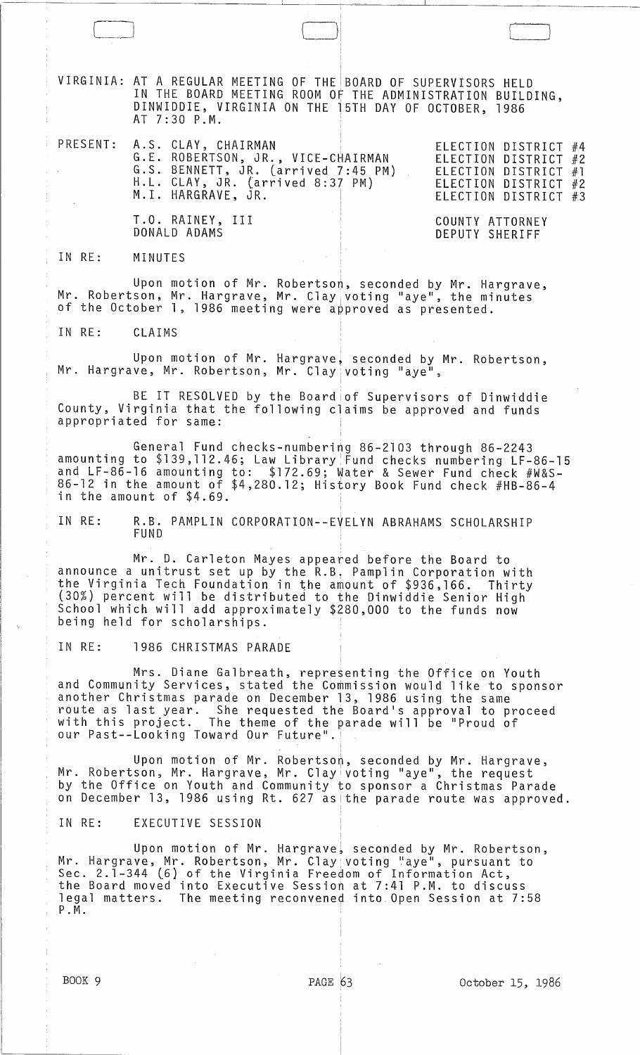VIRGINIA: AT A REGULAR MEETING OF THE BOARD OF SUPERVISORS HELD IN THE BOARD MEETING ROOM OF THE ADMINISTRATION BUILDING, DINWIDDIE, VIRGINIA ON THE 15TH DAY OF OCTOBER, 1986 AT 7:30 P.M.

| PRESENT: | | |
|---|---|---|
| | A.S. CLAY, CHAIRMAN | ELECTION DISTRICT #4 |
| | G.E. ROBERTSON, JR., VICE-CHAIRMAN | ELECTION DISTRICT #2 |
| | G.S. BENNETT, JR. (arrived 7:45 PM) | ELECTION DISTRICT #1 |
| | H.L. CLAY, JR. (arrived 8:37 PM) | ELECTION DISTRICT #2 |
| | M.I. HARGRAVE, JR. | ELECTION DISTRICT #3 |
| | T.O. RAINEY, III | COUNTY ATTORNEY |
| | DONALD ADAMS | DEPUTY SHERIFF |

IN RE: MINUTES

Upon motion of Mr. Robertson, seconded by Mr. Hargrave, Mr. Robertson, Mr. Hargrave, Mr. Clay voting "aye", the minutes of the October 1, 1986 meeting were approved as presented.

IN RE: CLAIMS

Upon motion of Mr. Hargrave, seconded by Mr. Robertson, Mr. Hargrave, Mr. Robertson, Mr. Clay voting "aye",

BE IT RESOLVED by the Board of Supervisors of Dinwiddie County, Virginia that the following claims be approved and funds appropriated for same:

General Fund checks-numbering 86-2103 through 86-2243 amounting to $139,112.46; Law Library Fund checks numbering LF-86-15 and LF-86-16 amounting to: $172.69; Water & Sewer Fund check #W&S-86-12 in the amount of $4,280.12; History Book Fund check #HB-86-4 in the amount of $4.69.

IN RE: R.B. PAMPLIN CORPORATION--EVELYN ABRAHAMS SCHOLARSHIP FUND

Mr. D. Carleton Mayes appeared before the Board to announce a unitrust set up by the R.B. Pamplin Corporation with the Virginia Tech Foundation in the amount of $936,166. Thirty (30%) percent will be distributed to the Dinwiddie Senior High School which will add approximately $280,000 to the funds now being held for scholarships.

IN RE: 1986 CHRISTMAS PARADE

Mrs. Diane Galbreath, representing the Office on Youth and Community Services, stated the Commission would like to sponsor another Christmas parade on December 13, 1986 using the same route as last year. She requested the Board's approval to proceed with this project. The theme of the parade will be "Proud of our Past--Looking Toward Our Future".

Upon motion of Mr. Robertson, seconded by Mr. Hargrave, Mr. Robertson, Mr. Hargrave, Mr. Clay voting "aye", the request by the Office on Youth and Community to sponsor a Christmas Parade on December 13, 1986 using Rt. 627 as the parade route was approved.

IN RE: EXECUTIVE SESSION

Upon motion of Mr. Hargrave, seconded by Mr. Robertson, Mr. Hargrave, Mr. Robertson, Mr. Clay voting "aye", pursuant to Sec. 2.1-344 (6) of the Virginia Freedom of Information Act, the Board moved into Executive Session at 7:41 P.M. to discuss legal matters. The meeting reconvened into Open Session at 7:58 P.M.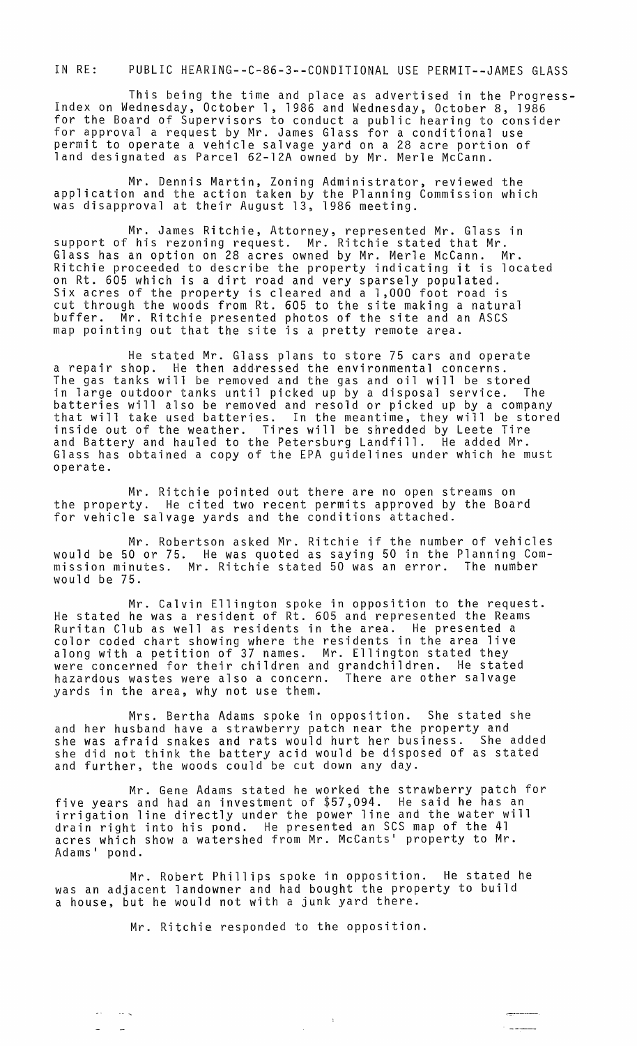IN RE: PUBLIC HEARING--C-86-3--CONDITIONAL USE PERMIT--JAMES GLASS

This being the time and place as advertised in the Progress-Index on Wednesday, October 1, 1986 and Wednesday, October 8, 1986 for the Board of Supervisors to conduct a public hearing to consider for approval a request by Mr. James Glass for a conditional use permit to operate a vehicle salvage yard on a 28 acre portion of land designated as Parcel 62-12A owned by Mr. Merle McCann.

Mr. Dennis Martin, Zoning Administrator, reviewed the application and the action taken by the Planning Commission which was disapproval at their August 13, 1986 meeting.

Mr. James Ritchie, Attorney, represented Mr. Glass in support of his rezoning request. Mr. Ritchie stated that Mr. Glass has an option on 28 acres owned by Mr. Merle McCann. Mr. Ritchie proceeded to describe the property indicating it is located on Rt. 605 which is a dirt road and very sparsely populated. Six acres of the property is cleared and a 1,000 foot road is cut through the woods from Rt. 605 to the site making a natural buffer. Mr. Ritchie presented photos of the site and an ASCS map pointing out that the site is a pretty remote area.

He stated Mr. Glass plans to store 75 cars and operate a repair shop. He then addressed the environmental concerns. The gas tanks will be removed and the gas and oil will be stored in large outdoor tanks until picked up by a disposal service. The batteries will also be removed and resold or picked up by a company that will take used batteries. In the meantime, they will be stored inside out of the weather. Tires will be shredded by Leete Tire and Battery and hauled to the Petersburg Landfill. He added Mr. Glass has obtained a copy of the EPA guidelines under which he must operate.

Mr. Ritchie pointed out there are no open streams on the property. He cited two recent permits approved by the Board for vehicle salvage yards and the conditions attached.

Mr. Robertson asked Mr. Ritchie if the number of vehicles would be 50 or 75. He was quoted as saying 50 in the Planning Commission minutes. Mr. Ritchie stated 50 was an error. The number would be 75.

Mr. Calvin Ellington spoke in opposition to the request. He stated he was a resident of Rt. 605 and represented the Reams Ruritan Club as well as residents in the area. He presented a color coded chart showing where the residents in the area live along with a petition of 37 names. Mr. Ellington stated they were concerned for their children and grandchildren. He stated hazardous wastes were also a concern. There are other salvage yards in the area, why not use them.

Mrs. Bertha Adams spoke in opposition. She stated she and her husband have a strawberry patch near the property and she was afraid snakes and rats would hurt her business. She added she did not think the battery acid would be disposed of as stated and further, the woods could be cut down any day.

Mr. Gene Adams stated he worked the strawberry patch for five years and had an investment of $57,094. He said he has an irrigation line directly under the power line and the water will drain right into his pond. He presented an SCS map of the 41 acres which show a watershed from Mr. McCants' property to Mr. Adams' pond.

Mr. Robert Phillips spoke in opposition. He stated he was an adjacent landowner and had bought the property to build a house, but he would not with a junk yard there.

Mr. Ritchie responded to the opposition.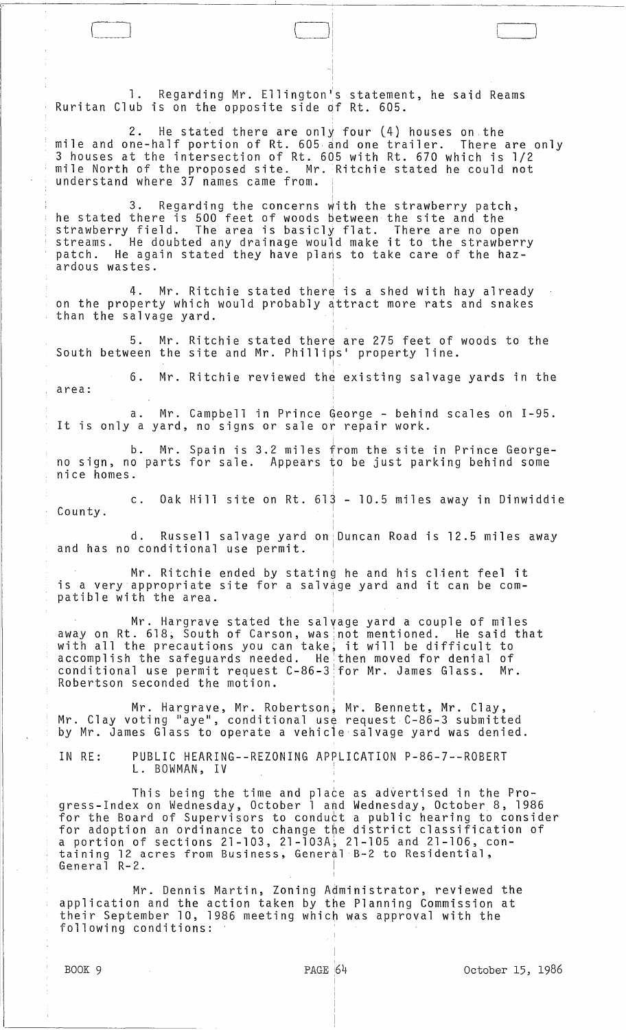1. Regarding Mr. Ellington's statement, he said Reams Ruritan Club is on the opposite side of Rt. 605.

2. He stated there are only four (4) houses on the mile and one-half portion of Rt. 605 and one trailer. There are only 3 houses at the intersection of Rt. 605 with Rt. 670 which is 1/2 mile North of the proposed site. Mr. Ritchie stated he could not understand where 37 names came from.

3. Regarding the concerns with the strawberry patch, he stated there is 500 feet of woods between the site and the strawberry field. The area is basicly flat. There are no open streams. He doubted any drainage would make it to the strawberry patch. He again stated they have plans to take care of the hazardous wastes.

4. Mr. Ritchie stated there is a shed with hay already on the property which would probably attract more rats and snakes than the salvage yard.

5. Mr. Ritchie stated there are 275 feet of woods to the South between the site and Mr. Phillips' property line.

6. Mr. Ritchie reviewed the existing salvage yards in the area:

a. Mr. Campbell in Prince George - behind scales on I-95. It is only a yard, no signs or sale or repair work.

b. Mr. Spain is 3.2 miles from the site in Prince George-no sign, no parts for sale. Appears to be just parking behind some nice homes.

c. Oak Hill site on Rt. 613 - 10.5 miles away in Dinwiddie County.

d. Russell salvage yard on Duncan Road is 12.5 miles away and has no conditional use permit.

Mr. Ritchie ended by stating he and his client feel it is a very appropriate site for a salvage yard and it can be compatible with the area.

Mr. Hargrave stated the salvage yard a couple of miles away on Rt. 618, South of Carson, was not mentioned. He said that with all the precautions you can take, it will be difficult to accomplish the safeguards needed. He then moved for denial of conditional use permit request C-86-3 for Mr. James Glass. Mr. Robertson seconded the motion.

Mr. Hargrave, Mr. Robertson, Mr. Bennett, Mr. Clay, Mr. Clay voting "aye", conditional use request C-86-3 submitted by Mr. James Glass to operate a vehicle salvage yard was denied.

IN RE: PUBLIC HEARING--REZONING APPLICATION P-86-7--ROBERT L. BOWMAN, IV

This being the time and place as advertised in the Progress-Index on Wednesday, October 1 and Wednesday, October 8, 1986 for the Board of Supervisors to conduct a public hearing to consider for adoption an ordinance to change the district classification of a portion of sections 21-103, 21-103A, 21-105 and 21-106, containing 12 acres from Business, General B-2 to Residential, General R-2.

Mr. Dennis Martin, Zoning Administrator, reviewed the application and the action taken by the Planning Commission at their September 10, 1986 meeting which was approval with the following conditions: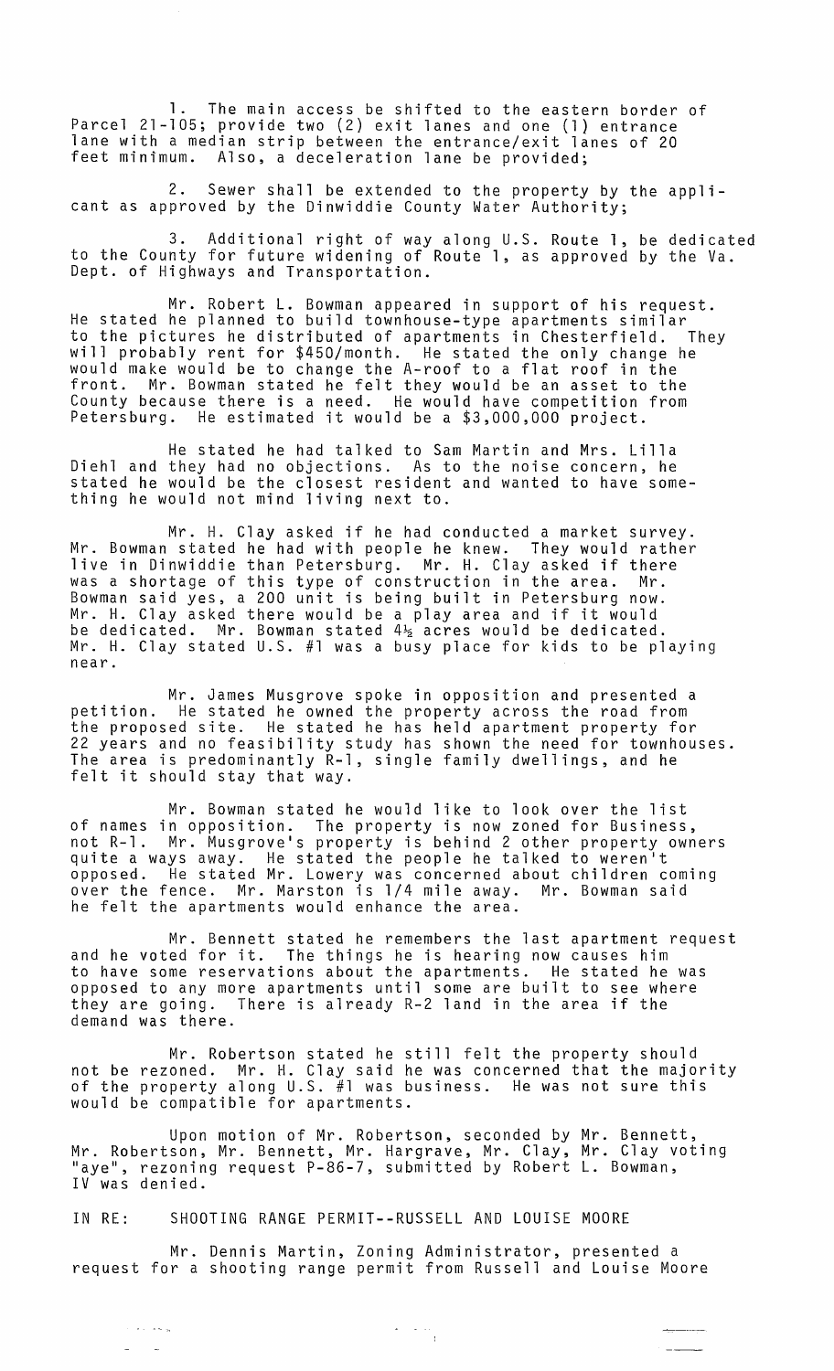1. The main access be shifted to the eastern border of Parcel 21-105; provide two (2) exit lanes and one (1) entrance lane with a median strip between the entrance/exit lanes of 20 feet minimum. Also, a deceleration lane be provided;

2. Sewer shall be extended to the property by the applicant as approved by the Dinwiddie County Water Authority;

3. Additional right of way along U.S. Route 1, be dedicated to the County for future widening of Route 1, as approved by the Va. Dept. of Highways and Transportation.

Mr. Robert L. Bowman appeared in support of his request. He stated he planned to build townhouse-type apartments similar to the pictures he distributed of apartments in Chesterfield. They will probably rent for $450/month. He stated the only change he would make would be to change the A-roof to a flat roof in the front. Mr. Bowman stated he felt they would be an asset to the County because there is a need. He would have competition from Petersburg. He estimated it would be a $3,000,000 project.

He stated he had talked to Sam Martin and Mrs. Lilla Diehl and they had no objections. As to the noise concern, he stated he would be the closest resident and wanted to have something he would not mind living next to.

Mr. H. Clay asked if he had conducted a market survey. Mr. Bowman stated he had with people he knew. They would rather live in Dinwiddie than Petersburg. Mr. H. Clay asked if there was a shortage of this type of construction in the area. Mr. Bowman said yes, a 200 unit is being built in Petersburg now. Mr. H. Clay asked there would be a play area and if it would be dedicated. Mr. Bowman stated 4½ acres would be dedicated. Mr. H. Clay stated U.S. #1 was a busy place for kids to be playing near.

Mr. James Musgrove spoke in opposition and presented a petition. He stated he owned the property across the road from the proposed site. He stated he has held apartment property for 22 years and no feasibility study has shown the need for townhouses. The area is predominantly R-1, single family dwellings, and he felt it should stay that way.

Mr. Bowman stated he would like to look over the list of names in opposition. The property is now zoned for Business, not R-1. Mr. Musgrove's property is behind 2 other property owners quite a ways away. He stated the people he talked to weren't opposed. He stated Mr. Lowery was concerned about children coming over the fence. Mr. Marston is 1/4 mile away. Mr. Bowman said he felt the apartments would enhance the area.

Mr. Bennett stated he remembers the last apartment request and he voted for it. The things he is hearing now causes him to have some reservations about the apartments. He stated he was opposed to any more apartments until some are built to see where they are going. There is already R-2 land in the area if the demand was there.

Mr. Robertson stated he still felt the property should not be rezoned. Mr. H. Clay said he was concerned that the majority of the property along U.S. #1 was business. He was not sure this would be compatible for apartments.

Upon motion of Mr. Robertson, seconded by Mr. Bennett, Mr. Robertson, Mr. Bennett, Mr. Hargrave, Mr. Clay, Mr. Clay voting "aye", rezoning request P-86-7, submitted by Robert L. Bowman, IV was denied.

IN RE: SHOOTING RANGE PERMIT--RUSSELL AND LOUISE MOORE

Mr. Dennis Martin, Zoning Administrator, presented a request for a shooting range permit from Russell and Louise Moore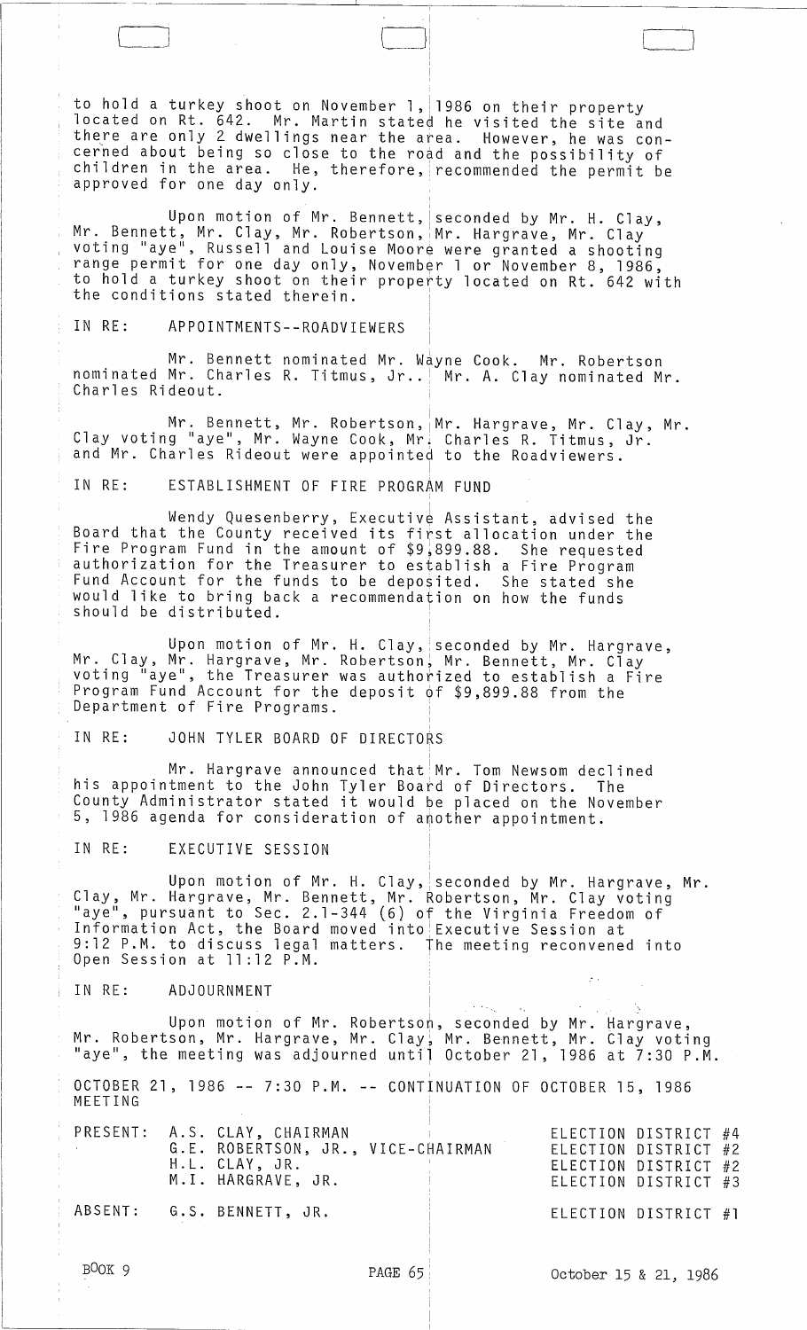to hold a turkey shoot on November 1, 1986 on their property located on Rt. 642. Mr. Martin stated he visited the site and there are only 2 dwellings near the area. However, he was concerned about being so close to the road and the possibility of children in the area. He, therefore, recommended the permit be approved for one day only.

Upon motion of Mr. Bennett, seconded by Mr. H. Clay, Mr. Bennett, Mr. Clay, Mr. Robertson, Mr. Hargrave, Mr. Clay voting "aye", Russell and Louise Moore were granted a shooting range permit for one day only, November 1 or November 8, 1986, to hold a turkey shoot on their property located on Rt. 642 with the conditions stated therein.

IN RE: APPOINTMENTS--ROADVIEWERS

Mr. Bennett nominated Mr. Wayne Cook. Mr. Robertson nominated Mr. Charles R. Titmus, Jr.. Mr. A. Clay nominated Mr. Charles Rideout.

Mr. Bennett, Mr. Robertson, Mr. Hargrave, Mr. Clay, Mr. Clay voting "aye", Mr. Wayne Cook, Mr. Charles R. Titmus, Jr. and Mr. Charles Rideout were appointed to the Roadviewers.

IN RE: ESTABLISHMENT OF FIRE PROGRAM FUND

Wendy Quesenberry, Executive Assistant, advised the Board that the County received its first allocation under the Fire Program Fund in the amount of $9,899.88. She requested authorization for the Treasurer to establish a Fire Program Fund Account for the funds to be deposited. She stated she would like to bring back a recommendation on how the funds should be distributed.

Upon motion of Mr. H. Clay, seconded by Mr. Hargrave, Mr. Clay, Mr. Hargrave, Mr. Robertson, Mr. Bennett, Mr. Clay voting "aye", the Treasurer was authorized to establish a Fire Program Fund Account for the deposit of $9,899.88 from the Department of Fire Programs.

IN RE: JOHN TYLER BOARD OF DIRECTORS

Mr. Hargrave announced that Mr. Tom Newsom declined his appointment to the John Tyler Board of Directors. The County Administrator stated it would be placed on the November 5, 1986 agenda for consideration of another appointment.

IN RE: EXECUTIVE SESSION

Upon motion of Mr. H. Clay, seconded by Mr. Hargrave, Mr. Clay, Mr. Hargrave, Mr. Bennett, Mr. Robertson, Mr. Clay voting "aye", pursuant to Sec. 2.1-344 (6) of the Virginia Freedom of Information Act, the Board moved into Executive Session at 9:12 P.M. to discuss legal matters. The meeting reconvened into Open Session at 11:12 P.M.

IN RE: ADJOURNMENT

Upon motion of Mr. Robertson, seconded by Mr. Hargrave, Mr. Robertson, Mr. Hargrave, Mr. Clay, Mr. Bennett, Mr. Clay voting "aye", the meeting was adjourned until October 21, 1986 at 7:30 P.M.

OCTOBER 21, 1986 -- 7:30 P.M. -- CONTINUATION OF OCTOBER 15, 1986 MEETING

| | | |
|---|---|---|
| PRESENT: | A.S. CLAY, CHAIRMAN | ELECTION DISTRICT #4 |
| | G.E. ROBERTSON, JR., VICE-CHAIRMAN | ELECTION DISTRICT #2 |
| | H.L. CLAY, JR. | ELECTION DISTRICT #2 |
| | M.I. HARGRAVE, JR. | ELECTION DISTRICT #3 |
| ABSENT: | G.S. BENNETT, JR. | ELECTION DISTRICT #1 |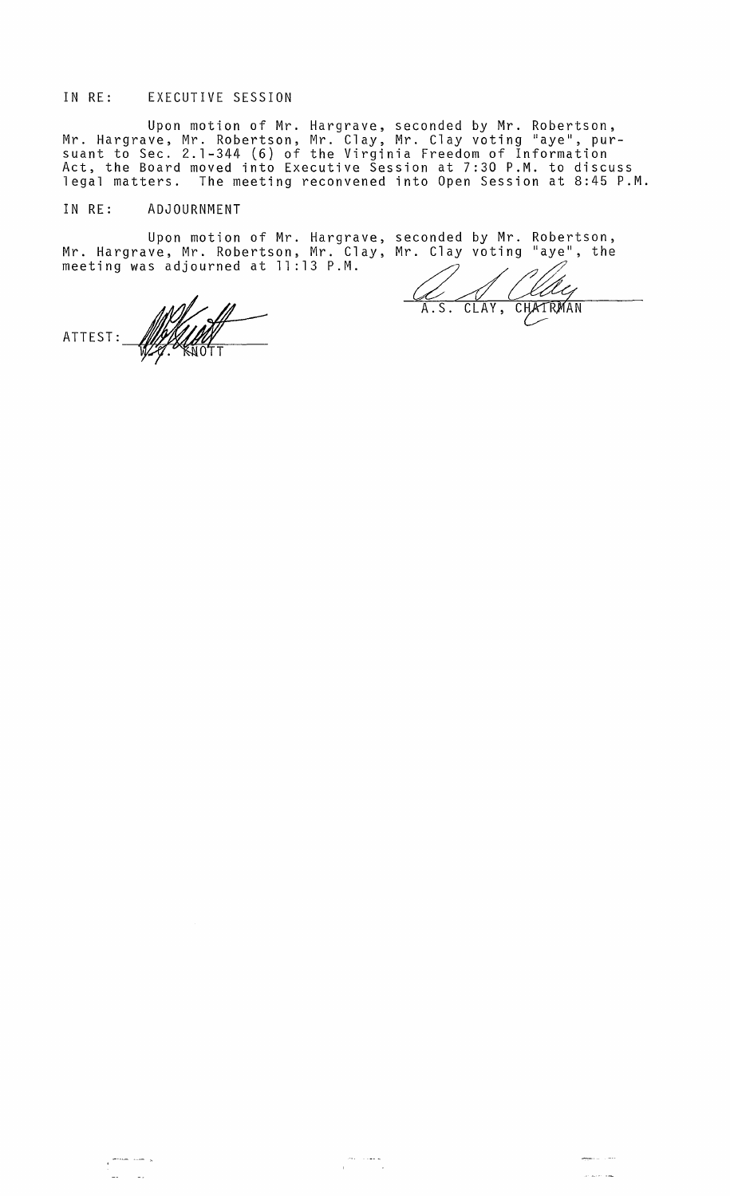IN RE: EXECUTIVE SESSION

Upon motion of Mr. Hargrave, seconded by Mr. Robertson, Mr. Hargrave, Mr. Robertson, Mr. Clay, Mr. Clay voting "aye", pursuant to Sec. 2.1-344 (6) of the Virginia Freedom of Information Act, the Board moved into Executive Session at 7:30 P.M. to discuss legal matters. The meeting reconvened into Open Session at 8:45 P.M.

IN RE: ADJOURNMENT

Upon motion of Mr. Hargrave, seconded by Mr. Robertson, Mr. Hargrave, Mr. Robertson, Mr. Clay, Mr. Clay voting "aye", the meeting was adjourned at 11:13 P.M.

A.S. CLAY, CHAIRMAN

ATTEST: W.C. KNOTT